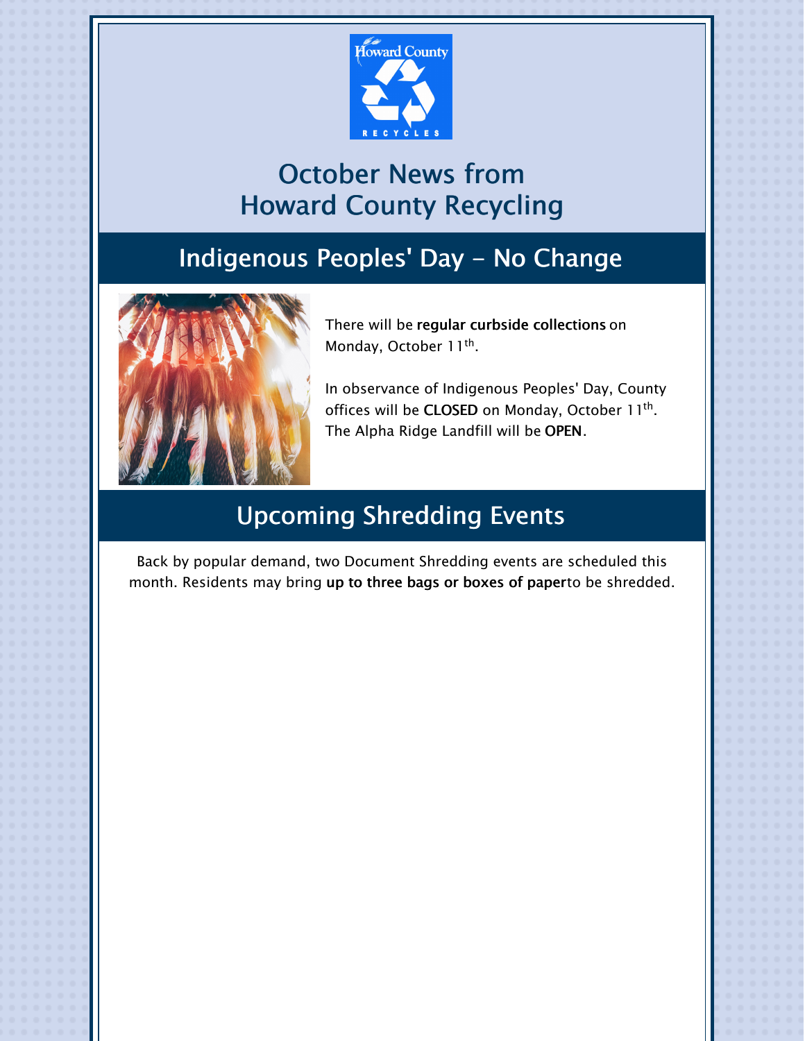# October News from Howard County Recycling

## Indigenous Peoples' Day - No Change

There will be **regular curbside collections** on Monday, October 11th.

In observance of Indigenous Peoples' Day, County offices will be **CLOSED** on Monday, October 11th. The Alpha Ridge Landfill will be **OPEN**.

## Upcoming Shredding Events

Back by popular demand, two Document Shredding events are scheduled this month. Residents may bring **up to three bags or boxes of paper**to be shredded.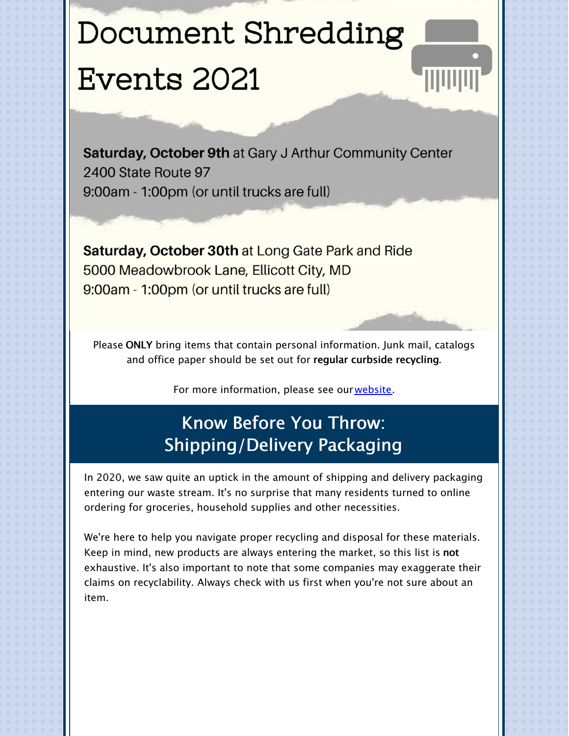# Document Shredding Events 2021

**Saturday, October 9th** at Gary J Arthur Community Center
2400 State Route 97
9:00am - 1:00pm (or until trucks are full)

**Saturday, October 30th** at Long Gate Park and Ride
5000 Meadowbrook Lane, Ellicott City, MD
9:00am - 1:00pm (or until trucks are full)

Please **ONLY** bring items that contain personal information. Junk mail, catalogs and office paper should be set out for **regular curbside recycling**.

For more information, please see our website.

## Know Before You Throw: Shipping/Delivery Packaging

In 2020, we saw quite an uptick in the amount of shipping and delivery packaging entering our waste stream. It's no surprise that many residents turned to online ordering for groceries, household supplies and other necessities.

We're here to help you navigate proper recycling and disposal for these materials. Keep in mind, new products are always entering the market, so this list is **not** exhaustive. It's also important to note that some companies may exaggerate their claims on recyclability. Always check with us first when you're not sure about an item.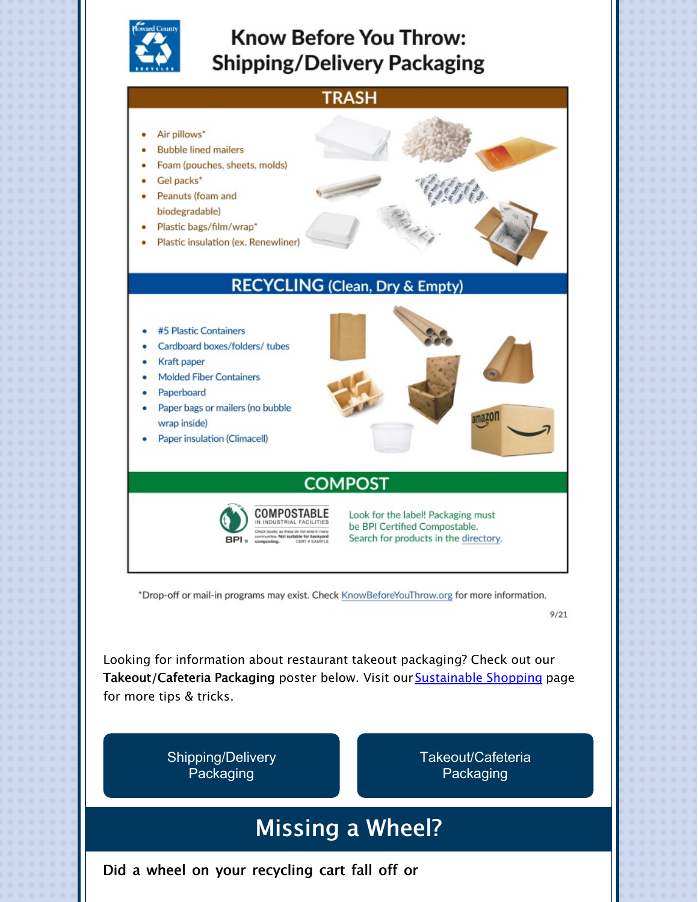# Know Before You Throw: Shipping/Delivery Packaging

## TRASH

- Air pillows*
- Bubble lined mailers
- Foam (pouches, sheets, molds)
- Gel packs*
- Peanuts (foam and biodegradable)
- Plastic bags/film/wrap*
- Plastic insulation (ex. Renewliner)

## RECYCLING (Clean, Dry & Empty)

- #5 Plastic Containers
- Cardboard boxes/folders/ tubes
- Kraft paper
- Molded Fiber Containers
- Paperboard
- Paper bags or mailers (no bubble wrap inside)
- Paper insulation (Climacell)

## COMPOST

Look for the label! Packaging must be BPI Certified Compostable. Search for products in the directory.

*Drop-off or mail-in programs may exist. Check KnowBeforeYouThrow.org for more information.

9/21

Looking for information about restaurant takeout packaging? Check out our **Takeout/Cafeteria Packaging** poster below. Visit our Sustainable Shopping page for more tips & tricks.

Shipping/Delivery Packaging

Takeout/Cafeteria Packaging

## Missing a Wheel?

**Did a wheel on your recycling cart fall off or**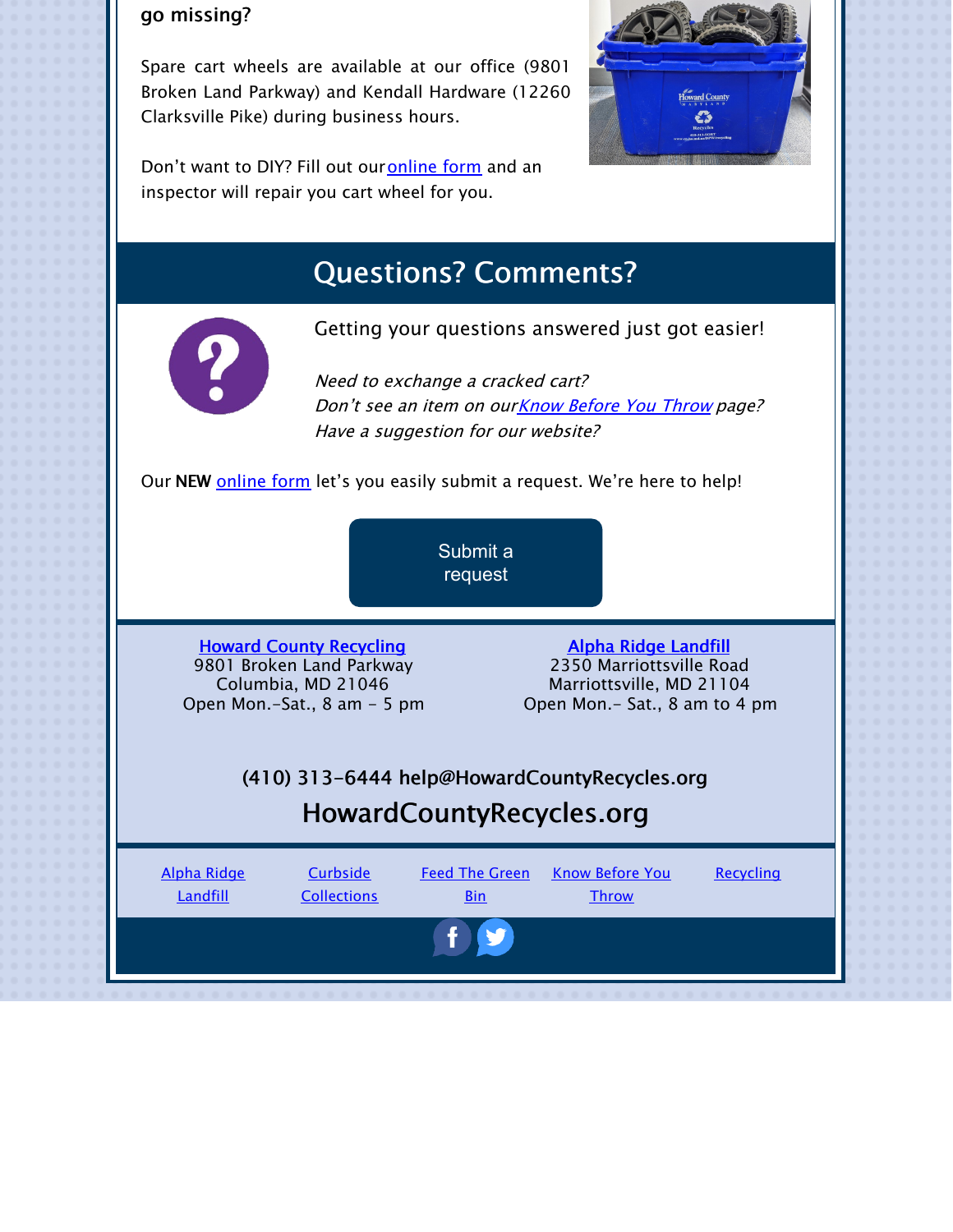go missing?

Spare cart wheels are available at our office (9801 Broken Land Parkway) and Kendall Hardware (12260 Clarksville Pike) during business hours.

Don't want to DIY? Fill out our online form and an inspector will repair you cart wheel for you.

## Questions? Comments?

Getting your questions answered just got easier!

*Need to exchange a cracked cart?*
*Don't see an item on our Know Before You Throw page?*
*Have a suggestion for our website?*

Our **NEW** online form let's you easily submit a request. We're here to help!

Submit a request

**Howard County Recycling**
9801 Broken Land Parkway
Columbia, MD 21046
Open Mon.-Sat., 8 am - 5 pm

**Alpha Ridge Landfill**
2350 Marriottsville Road
Marriottsville, MD 21104
Open Mon.- Sat., 8 am to 4 pm

(410) 313-6444 help@HowardCountyRecycles.org

HowardCountyRecycles.org

Alpha Ridge Landfill | Curbside Collections | Feed The Green Bin | Know Before You Throw | Recycling